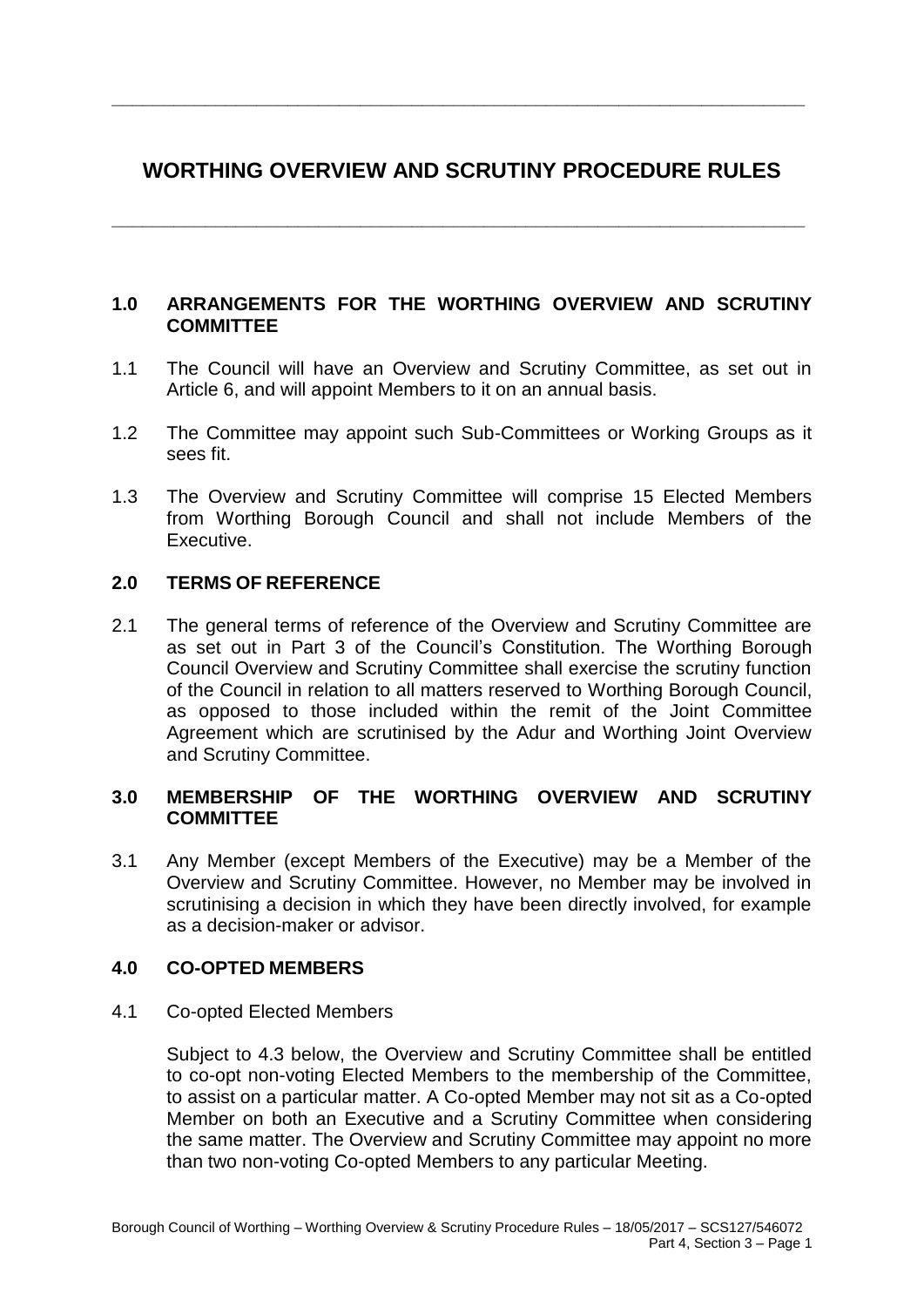# WORTHING OVERVIEW AND SCRUTINY PROCEDURE RULES

## 1.0 ARRANGEMENTS FOR THE WORTHING OVERVIEW AND SCRUTINY COMMITTEE

1.1 The Council will have an Overview and Scrutiny Committee, as set out in Article 6, and will appoint Members to it on an annual basis.

1.2 The Committee may appoint such Sub-Committees or Working Groups as it sees fit.

1.3 The Overview and Scrutiny Committee will comprise 15 Elected Members from Worthing Borough Council and shall not include Members of the Executive.

## 2.0 TERMS OF REFERENCE

2.1 The general terms of reference of the Overview and Scrutiny Committee are as set out in Part 3 of the Council's Constitution. The Worthing Borough Council Overview and Scrutiny Committee shall exercise the scrutiny function of the Council in relation to all matters reserved to Worthing Borough Council, as opposed to those included within the remit of the Joint Committee Agreement which are scrutinised by the Adur and Worthing Joint Overview and Scrutiny Committee.

## 3.0 MEMBERSHIP OF THE WORTHING OVERVIEW AND SCRUTINY COMMITTEE

3.1 Any Member (except Members of the Executive) may be a Member of the Overview and Scrutiny Committee. However, no Member may be involved in scrutinising a decision in which they have been directly involved, for example as a decision-maker or advisor.

## 4.0 CO-OPTED MEMBERS

4.1 Co-opted Elected Members

Subject to 4.3 below, the Overview and Scrutiny Committee shall be entitled to co-opt non-voting Elected Members to the membership of the Committee, to assist on a particular matter. A Co-opted Member may not sit as a Co-opted Member on both an Executive and a Scrutiny Committee when considering the same matter. The Overview and Scrutiny Committee may appoint no more than two non-voting Co-opted Members to any particular Meeting.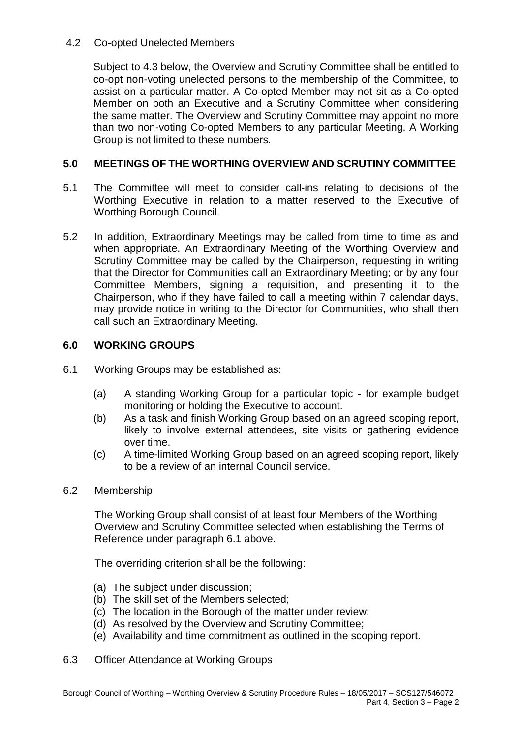4.2 Co-opted Unelected Members

Subject to 4.3 below, the Overview and Scrutiny Committee shall be entitled to co-opt non-voting unelected persons to the membership of the Committee, to assist on a particular matter. A Co-opted Member may not sit as a Co-opted Member on both an Executive and a Scrutiny Committee when considering the same matter. The Overview and Scrutiny Committee may appoint no more than two non-voting Co-opted Members to any particular Meeting. A Working Group is not limited to these numbers.

## 5.0 MEETINGS OF THE WORTHING OVERVIEW AND SCRUTINY COMMITTEE

5.1 The Committee will meet to consider call-ins relating to decisions of the Worthing Executive in relation to a matter reserved to the Executive of Worthing Borough Council.

5.2 In addition, Extraordinary Meetings may be called from time to time as and when appropriate. An Extraordinary Meeting of the Worthing Overview and Scrutiny Committee may be called by the Chairperson, requesting in writing that the Director for Communities call an Extraordinary Meeting; or by any four Committee Members, signing a requisition, and presenting it to the Chairperson, who if they have failed to call a meeting within 7 calendar days, may provide notice in writing to the Director for Communities, who shall then call such an Extraordinary Meeting.

## 6.0 WORKING GROUPS

6.1 Working Groups may be established as:

(a) A standing Working Group for a particular topic - for example budget monitoring or holding the Executive to account.
(b) As a task and finish Working Group based on an agreed scoping report, likely to involve external attendees, site visits or gathering evidence over time.
(c) A time-limited Working Group based on an agreed scoping report, likely to be a review of an internal Council service.

6.2 Membership

The Working Group shall consist of at least four Members of the Worthing Overview and Scrutiny Committee selected when establishing the Terms of Reference under paragraph 6.1 above.

The overriding criterion shall be the following:

(a) The subject under discussion;
(b) The skill set of the Members selected;
(c) The location in the Borough of the matter under review;
(d) As resolved by the Overview and Scrutiny Committee;
(e) Availability and time commitment as outlined in the scoping report.

6.3 Officer Attendance at Working Groups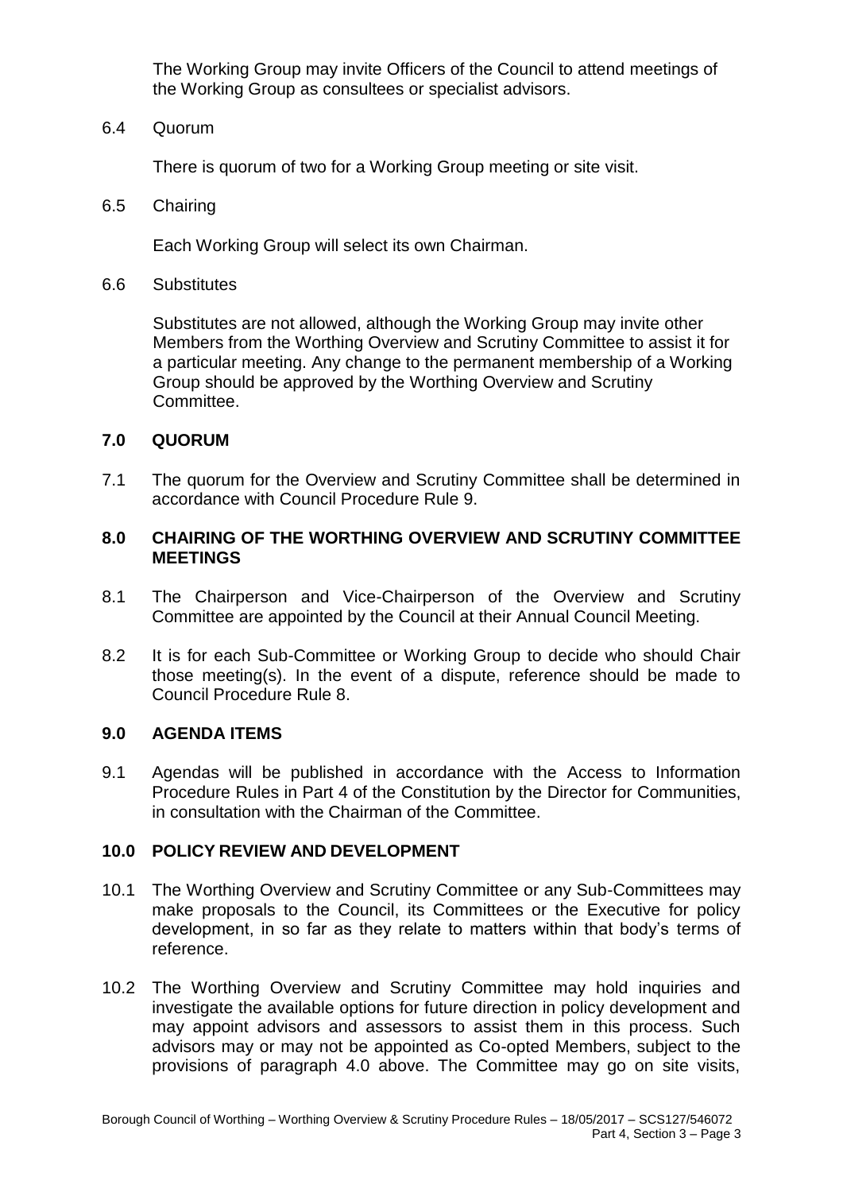The Working Group may invite Officers of the Council to attend meetings of the Working Group as consultees or specialist advisors.

6.4 Quorum

There is quorum of two for a Working Group meeting or site visit.

6.5 Chairing

Each Working Group will select its own Chairman.

6.6 Substitutes

Substitutes are not allowed, although the Working Group may invite other Members from the Worthing Overview and Scrutiny Committee to assist it for a particular meeting. Any change to the permanent membership of a Working Group should be approved by the Worthing Overview and Scrutiny Committee.

## 7.0 QUORUM

7.1 The quorum for the Overview and Scrutiny Committee shall be determined in accordance with Council Procedure Rule 9.

## 8.0 CHAIRING OF THE WORTHING OVERVIEW AND SCRUTINY COMMITTEE MEETINGS

8.1 The Chairperson and Vice-Chairperson of the Overview and Scrutiny Committee are appointed by the Council at their Annual Council Meeting.

8.2 It is for each Sub-Committee or Working Group to decide who should Chair those meeting(s). In the event of a dispute, reference should be made to Council Procedure Rule 8.

## 9.0 AGENDA ITEMS

9.1 Agendas will be published in accordance with the Access to Information Procedure Rules in Part 4 of the Constitution by the Director for Communities, in consultation with the Chairman of the Committee.

## 10.0 POLICY REVIEW AND DEVELOPMENT

10.1 The Worthing Overview and Scrutiny Committee or any Sub-Committees may make proposals to the Council, its Committees or the Executive for policy development, in so far as they relate to matters within that body's terms of reference.

10.2 The Worthing Overview and Scrutiny Committee may hold inquiries and investigate the available options for future direction in policy development and may appoint advisors and assessors to assist them in this process. Such advisors may or may not be appointed as Co-opted Members, subject to the provisions of paragraph 4.0 above. The Committee may go on site visits,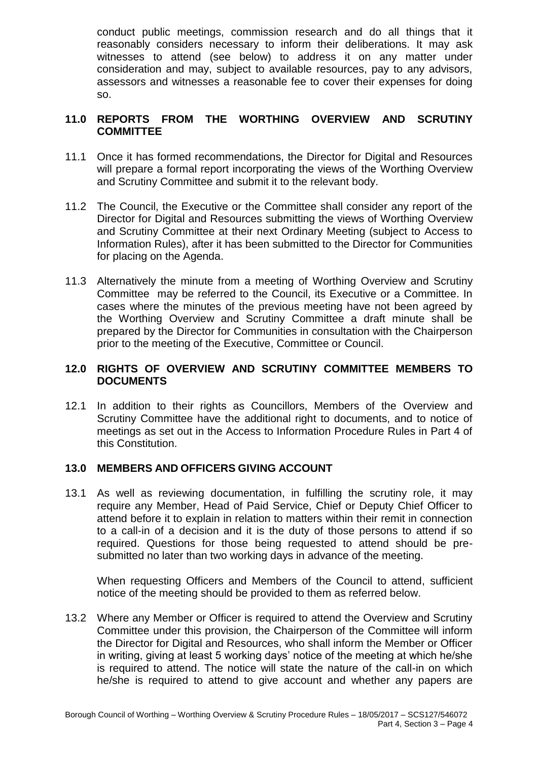conduct public meetings, commission research and do all things that it reasonably considers necessary to inform their deliberations. It may ask witnesses to attend (see below) to address it on any matter under consideration and may, subject to available resources, pay to any advisors, assessors and witnesses a reasonable fee to cover their expenses for doing so.

## 11.0 REPORTS FROM THE WORTHING OVERVIEW AND SCRUTINY COMMITTEE

11.1 Once it has formed recommendations, the Director for Digital and Resources will prepare a formal report incorporating the views of the Worthing Overview and Scrutiny Committee and submit it to the relevant body.

11.2 The Council, the Executive or the Committee shall consider any report of the Director for Digital and Resources submitting the views of Worthing Overview and Scrutiny Committee at their next Ordinary Meeting (subject to Access to Information Rules), after it has been submitted to the Director for Communities for placing on the Agenda.

11.3 Alternatively the minute from a meeting of Worthing Overview and Scrutiny Committee may be referred to the Council, its Executive or a Committee. In cases where the minutes of the previous meeting have not been agreed by the Worthing Overview and Scrutiny Committee a draft minute shall be prepared by the Director for Communities in consultation with the Chairperson prior to the meeting of the Executive, Committee or Council.

## 12.0 RIGHTS OF OVERVIEW AND SCRUTINY COMMITTEE MEMBERS TO DOCUMENTS

12.1 In addition to their rights as Councillors, Members of the Overview and Scrutiny Committee have the additional right to documents, and to notice of meetings as set out in the Access to Information Procedure Rules in Part 4 of this Constitution.

## 13.0 MEMBERS AND OFFICERS GIVING ACCOUNT

13.1 As well as reviewing documentation, in fulfilling the scrutiny role, it may require any Member, Head of Paid Service, Chief or Deputy Chief Officer to attend before it to explain in relation to matters within their remit in connection to a call-in of a decision and it is the duty of those persons to attend if so required. Questions for those being requested to attend should be pre-submitted no later than two working days in advance of the meeting.

When requesting Officers and Members of the Council to attend, sufficient notice of the meeting should be provided to them as referred below.

13.2 Where any Member or Officer is required to attend the Overview and Scrutiny Committee under this provision, the Chairperson of the Committee will inform the Director for Digital and Resources, who shall inform the Member or Officer in writing, giving at least 5 working days' notice of the meeting at which he/she is required to attend. The notice will state the nature of the call-in on which he/she is required to attend to give account and whether any papers are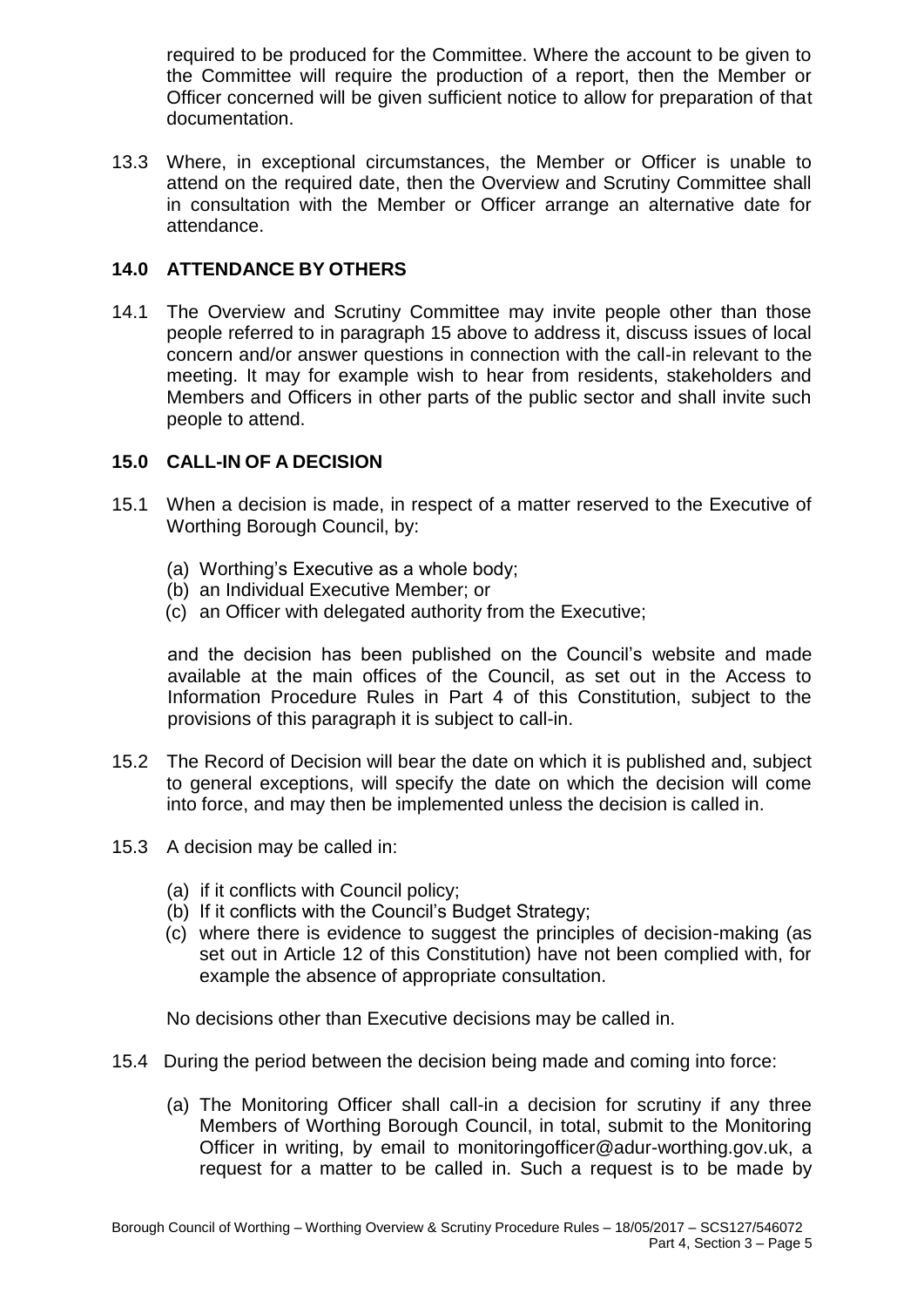required to be produced for the Committee. Where the account to be given to the Committee will require the production of a report, then the Member or Officer concerned will be given sufficient notice to allow for preparation of that documentation.

13.3 Where, in exceptional circumstances, the Member or Officer is unable to attend on the required date, then the Overview and Scrutiny Committee shall in consultation with the Member or Officer arrange an alternative date for attendance.

## 14.0 ATTENDANCE BY OTHERS

14.1 The Overview and Scrutiny Committee may invite people other than those people referred to in paragraph 15 above to address it, discuss issues of local concern and/or answer questions in connection with the call-in relevant to the meeting. It may for example wish to hear from residents, stakeholders and Members and Officers in other parts of the public sector and shall invite such people to attend.

## 15.0 CALL-IN OF A DECISION

15.1 When a decision is made, in respect of a matter reserved to the Executive of Worthing Borough Council, by:

(a) Worthing's Executive as a whole body;
(b) an Individual Executive Member; or
(c) an Officer with delegated authority from the Executive;

and the decision has been published on the Council's website and made available at the main offices of the Council, as set out in the Access to Information Procedure Rules in Part 4 of this Constitution, subject to the provisions of this paragraph it is subject to call-in.

15.2 The Record of Decision will bear the date on which it is published and, subject to general exceptions, will specify the date on which the decision will come into force, and may then be implemented unless the decision is called in.

15.3 A decision may be called in:

(a) if it conflicts with Council policy;
(b) If it conflicts with the Council's Budget Strategy;
(c) where there is evidence to suggest the principles of decision-making (as set out in Article 12 of this Constitution) have not been complied with, for example the absence of appropriate consultation.

No decisions other than Executive decisions may be called in.

15.4 During the period between the decision being made and coming into force:

(a) The Monitoring Officer shall call-in a decision for scrutiny if any three Members of Worthing Borough Council, in total, submit to the Monitoring Officer in writing, by email to monitoringofficer@adur-worthing.gov.uk, a request for a matter to be called in. Such a request is to be made by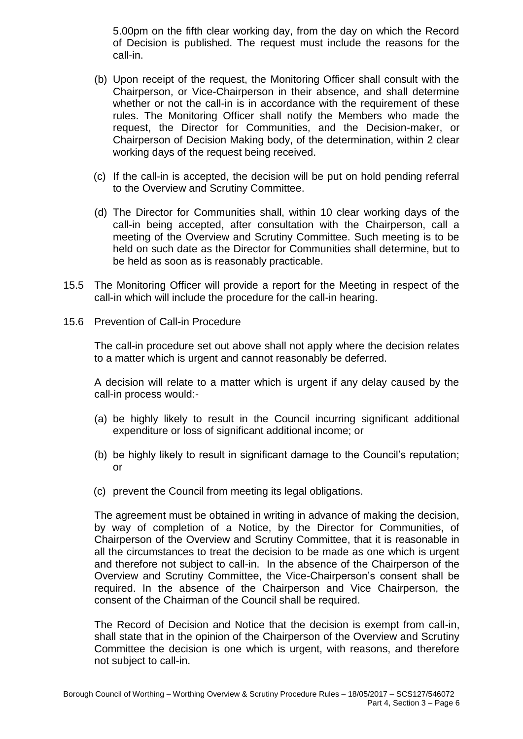5.00pm on the fifth clear working day, from the day on which the Record of Decision is published. The request must include the reasons for the call-in.

(b) Upon receipt of the request, the Monitoring Officer shall consult with the Chairperson, or Vice-Chairperson in their absence, and shall determine whether or not the call-in is in accordance with the requirement of these rules. The Monitoring Officer shall notify the Members who made the request, the Director for Communities, and the Decision-maker, or Chairperson of Decision Making body, of the determination, within 2 clear working days of the request being received.

(c) If the call-in is accepted, the decision will be put on hold pending referral to the Overview and Scrutiny Committee.

(d) The Director for Communities shall, within 10 clear working days of the call-in being accepted, after consultation with the Chairperson, call a meeting of the Overview and Scrutiny Committee. Such meeting is to be held on such date as the Director for Communities shall determine, but to be held as soon as is reasonably practicable.

15.5 The Monitoring Officer will provide a report for the Meeting in respect of the call-in which will include the procedure for the call-in hearing.

15.6 Prevention of Call-in Procedure

The call-in procedure set out above shall not apply where the decision relates to a matter which is urgent and cannot reasonably be deferred.

A decision will relate to a matter which is urgent if any delay caused by the call-in process would:-

(a) be highly likely to result in the Council incurring significant additional expenditure or loss of significant additional income; or

(b) be highly likely to result in significant damage to the Council's reputation; or

(c) prevent the Council from meeting its legal obligations.

The agreement must be obtained in writing in advance of making the decision, by way of completion of a Notice, by the Director for Communities, of Chairperson of the Overview and Scrutiny Committee, that it is reasonable in all the circumstances to treat the decision to be made as one which is urgent and therefore not subject to call-in. In the absence of the Chairperson of the Overview and Scrutiny Committee, the Vice-Chairperson's consent shall be required. In the absence of the Chairperson and Vice Chairperson, the consent of the Chairman of the Council shall be required.

The Record of Decision and Notice that the decision is exempt from call-in, shall state that in the opinion of the Chairperson of the Overview and Scrutiny Committee the decision is one which is urgent, with reasons, and therefore not subject to call-in.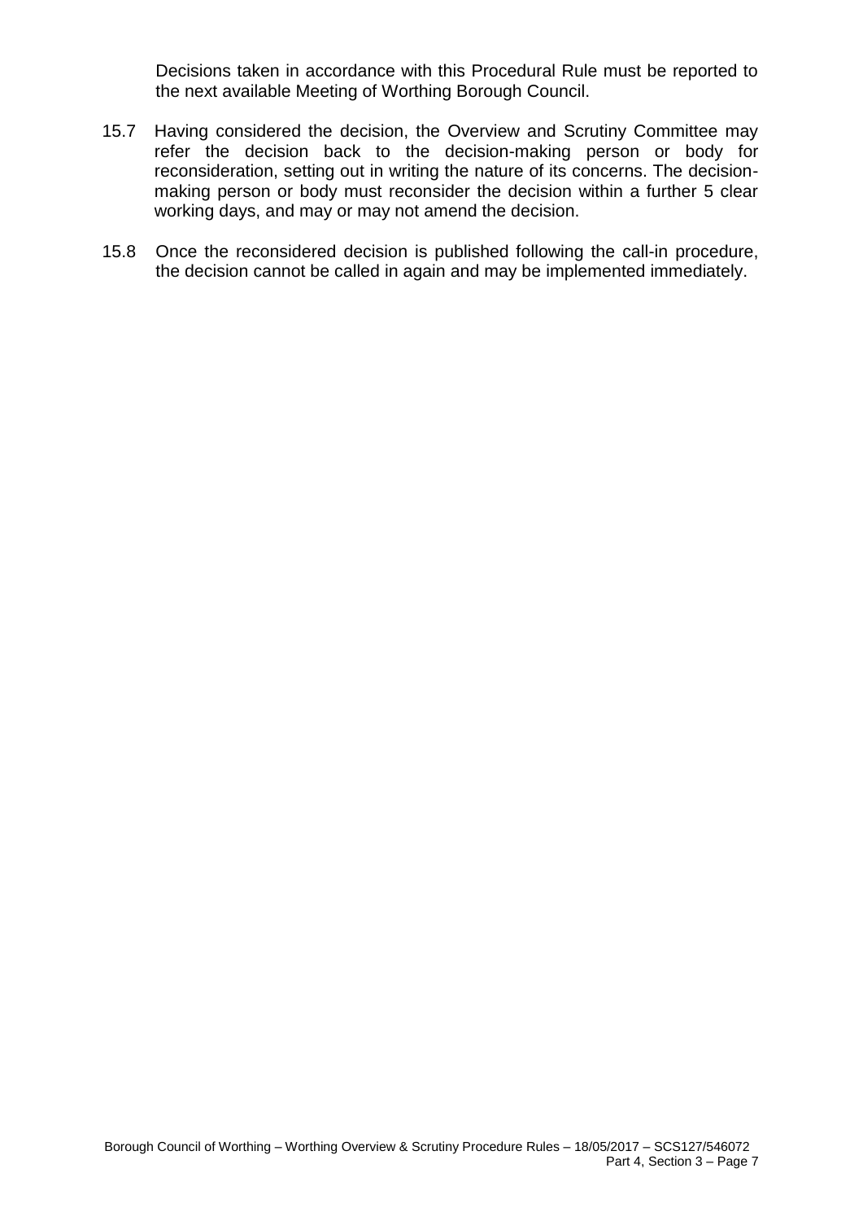Decisions taken in accordance with this Procedural Rule must be reported to the next available Meeting of Worthing Borough Council.

15.7 Having considered the decision, the Overview and Scrutiny Committee may refer the decision back to the decision-making person or body for reconsideration, setting out in writing the nature of its concerns. The decision-making person or body must reconsider the decision within a further 5 clear working days, and may or may not amend the decision.

15.8 Once the reconsidered decision is published following the call-in procedure, the decision cannot be called in again and may be implemented immediately.